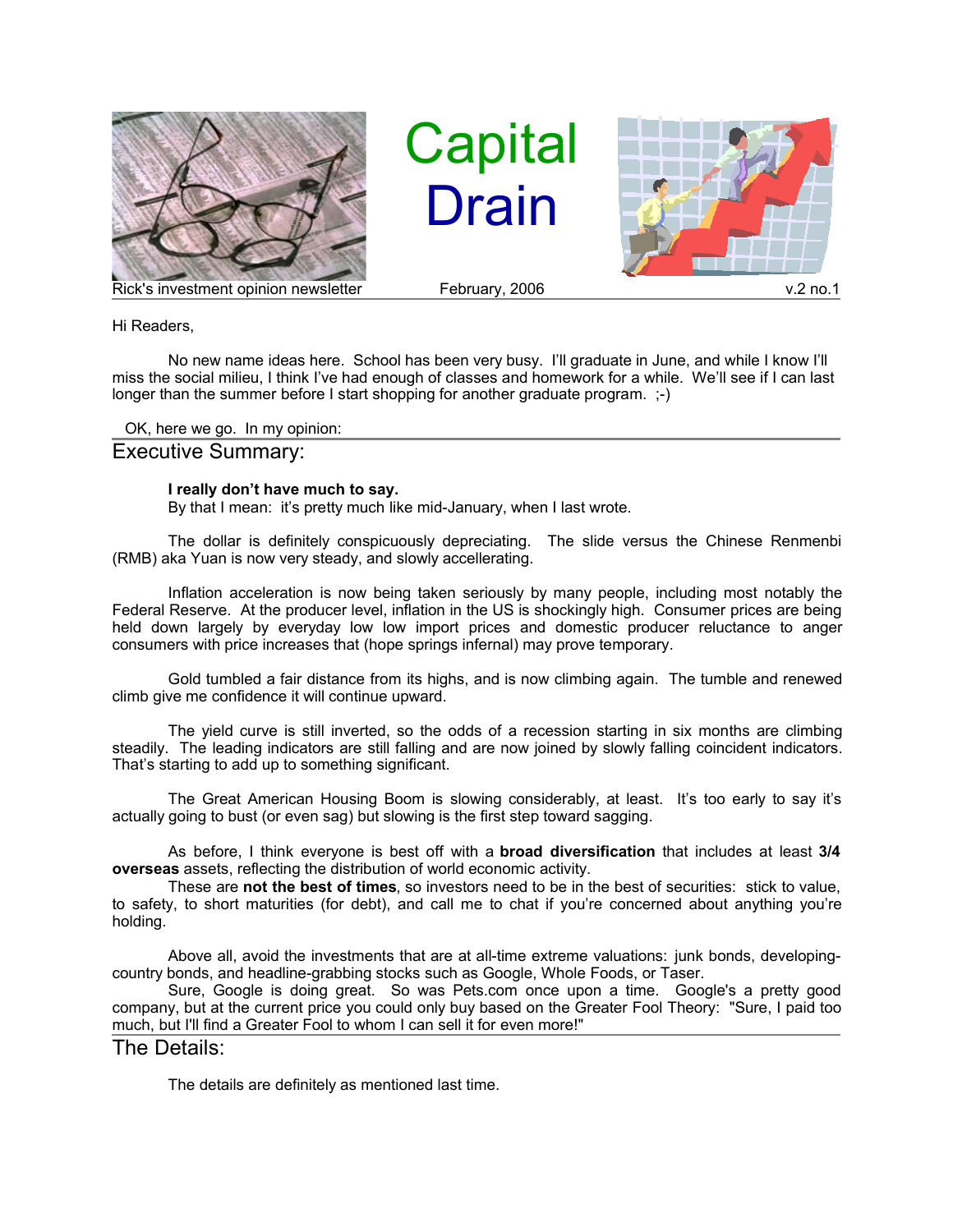# Capital Drain

Rick's investment opinion newsletter — February, 2006 — v.2 no.1

Hi Readers,

No new name ideas here. School has been very busy. I'll graduate in June, and while I know I'll miss the social milieu, I think I've had enough of classes and homework for a while. We'll see if I can last longer than the summer before I start shopping for another graduate program. ;-)

OK, here we go. In my opinion:

## Executive Summary:

**I really don't have much to say.**
By that I mean: it's pretty much like mid-January, when I last wrote.

The dollar is definitely conspicuously depreciating. The slide versus the Chinese Renmenbi (RMB) aka Yuan is now very steady, and slowly accellerating.

Inflation acceleration is now being taken seriously by many people, including most notably the Federal Reserve. At the producer level, inflation in the US is shockingly high. Consumer prices are being held down largely by everyday low low import prices and domestic producer reluctance to anger consumers with price increases that (hope springs infernal) may prove temporary.

Gold tumbled a fair distance from its highs, and is now climbing again. The tumble and renewed climb give me confidence it will continue upward.

The yield curve is still inverted, so the odds of a recession starting in six months are climbing steadily. The leading indicators are still falling and are now joined by slowly falling coincident indicators. That's starting to add up to something significant.

The Great American Housing Boom is slowing considerably, at least. It's too early to say it's actually going to bust (or even sag) but slowing is the first step toward sagging.

As before, I think everyone is best off with a **broad diversification** that includes at least **3/4 overseas** assets, reflecting the distribution of world economic activity.

These are **not the best of times**, so investors need to be in the best of securities: stick to value, to safety, to short maturities (for debt), and call me to chat if you're concerned about anything you're holding.

Above all, avoid the investments that are at all-time extreme valuations: junk bonds, developing-country bonds, and headline-grabbing stocks such as Google, Whole Foods, or Taser.

Sure, Google is doing great. So was Pets.com once upon a time. Google's a pretty good company, but at the current price you could only buy based on the Greater Fool Theory: "Sure, I paid too much, but I'll find a Greater Fool to whom I can sell it for even more!"

## The Details:

The details are definitely as mentioned last time.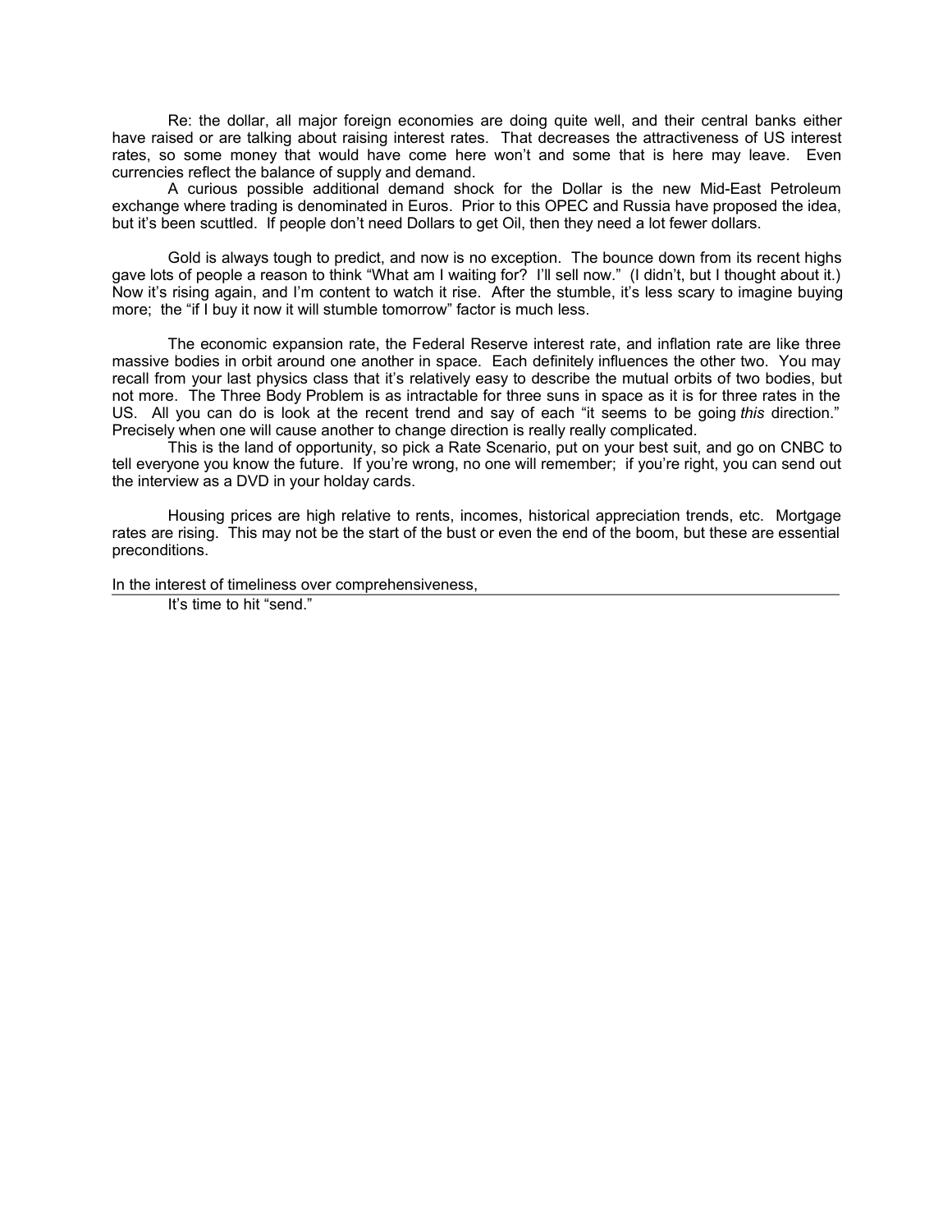Re: the dollar, all major foreign economies are doing quite well, and their central banks either have raised or are talking about raising interest rates. That decreases the attractiveness of US interest rates, so some money that would have come here won't and some that is here may leave. Even currencies reflect the balance of supply and demand.

A curious possible additional demand shock for the Dollar is the new Mid-East Petroleum exchange where trading is denominated in Euros. Prior to this OPEC and Russia have proposed the idea, but it's been scuttled. If people don't need Dollars to get Oil, then they need a lot fewer dollars.

Gold is always tough to predict, and now is no exception. The bounce down from its recent highs gave lots of people a reason to think "What am I waiting for? I'll sell now." (I didn't, but I thought about it.) Now it's rising again, and I'm content to watch it rise. After the stumble, it's less scary to imagine buying more; the "if I buy it now it will stumble tomorrow" factor is much less.

The economic expansion rate, the Federal Reserve interest rate, and inflation rate are like three massive bodies in orbit around one another in space. Each definitely influences the other two. You may recall from your last physics class that it's relatively easy to describe the mutual orbits of two bodies, but not more. The Three Body Problem is as intractable for three suns in space as it is for three rates in the US. All you can do is look at the recent trend and say of each "it seems to be going *this* direction." Precisely when one will cause another to change direction is really really complicated.

This is the land of opportunity, so pick a Rate Scenario, put on your best suit, and go on CNBC to tell everyone you know the future. If you're wrong, no one will remember; if you're right, you can send out the interview as a DVD in your holday cards.

Housing prices are high relative to rents, incomes, historical appreciation trends, etc. Mortgage rates are rising. This may not be the start of the bust or even the end of the boom, but these are essential preconditions.

In the interest of timeliness over comprehensiveness,

It's time to hit "send."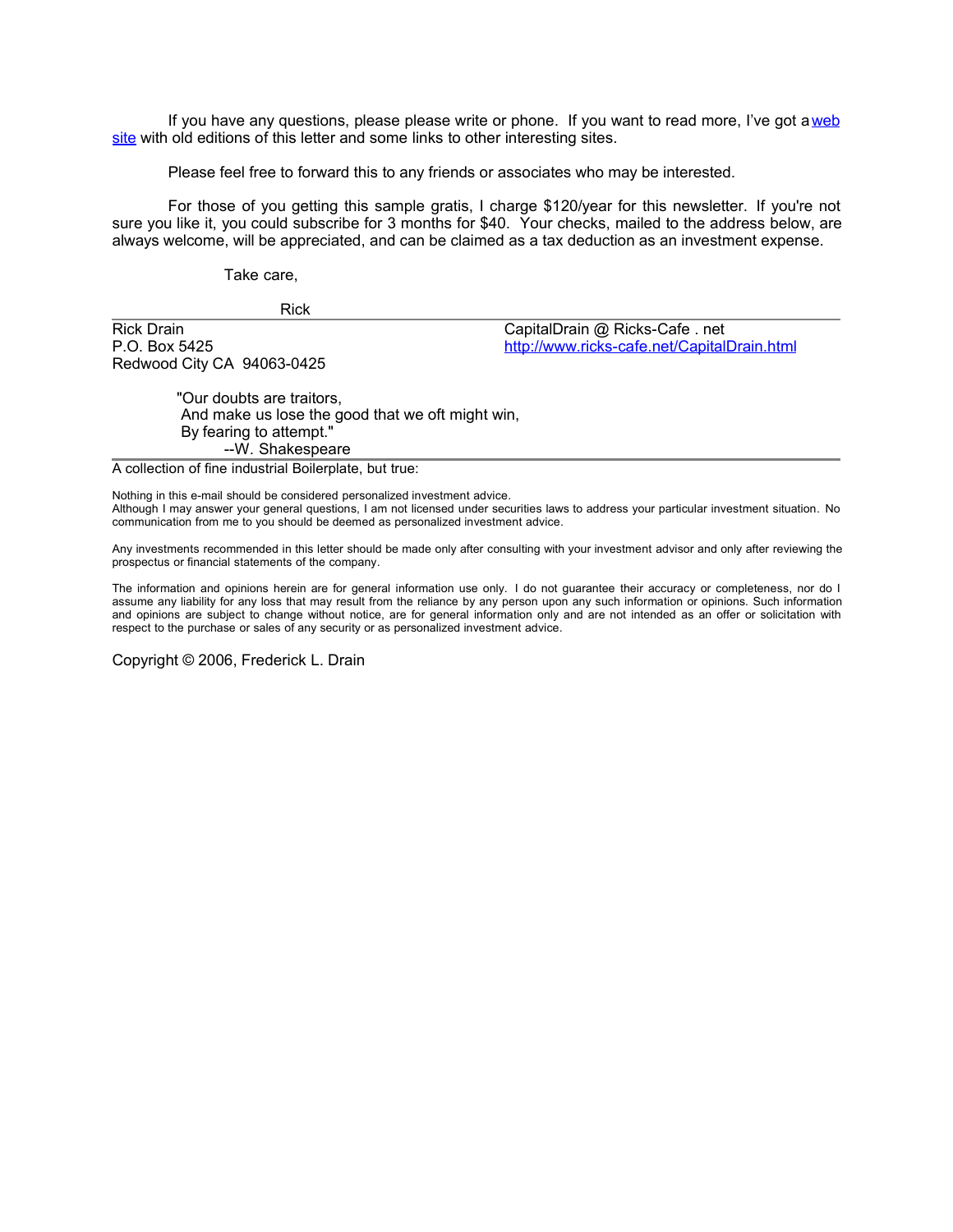If you have any questions, please please write or phone. If you want to read more, I've got a [web site](http://www.ricks-cafe.net/CapitalDrain.html) with old editions of this letter and some links to other interesting sites.

Please feel free to forward this to any friends or associates who may be interested.

For those of you getting this sample gratis, I charge $120/year for this newsletter. If you're not sure you like it, you could subscribe for 3 months for $40. Your checks, mailed to the address below, are always welcome, will be appreciated, and can be claimed as a tax deduction as an investment expense.

Take care,

Rick

---

Rick Drain
P.O. Box 5425
Redwood City CA 94063-0425

CapitalDrain @ Ricks-Cafe . net
http://www.ricks-cafe.net/CapitalDrain.html

"Our doubts are traitors,
And make us lose the good that we oft might win,
By fearing to attempt."
--W. Shakespeare

---

A collection of fine industrial Boilerplate, but true:

Nothing in this e-mail should be considered personalized investment advice.
Although I may answer your general questions, I am not licensed under securities laws to address your particular investment situation. No communication from me to you should be deemed as personalized investment advice.

Any investments recommended in this letter should be made only after consulting with your investment advisor and only after reviewing the prospectus or financial statements of the company.

The information and opinions herein are for general information use only. I do not guarantee their accuracy or completeness, nor do I assume any liability for any loss that may result from the reliance by any person upon any such information or opinions. Such information and opinions are subject to change without notice, are for general information only and are not intended as an offer or solicitation with respect to the purchase or sales of any security or as personalized investment advice.

Copyright © 2006, Frederick L. Drain